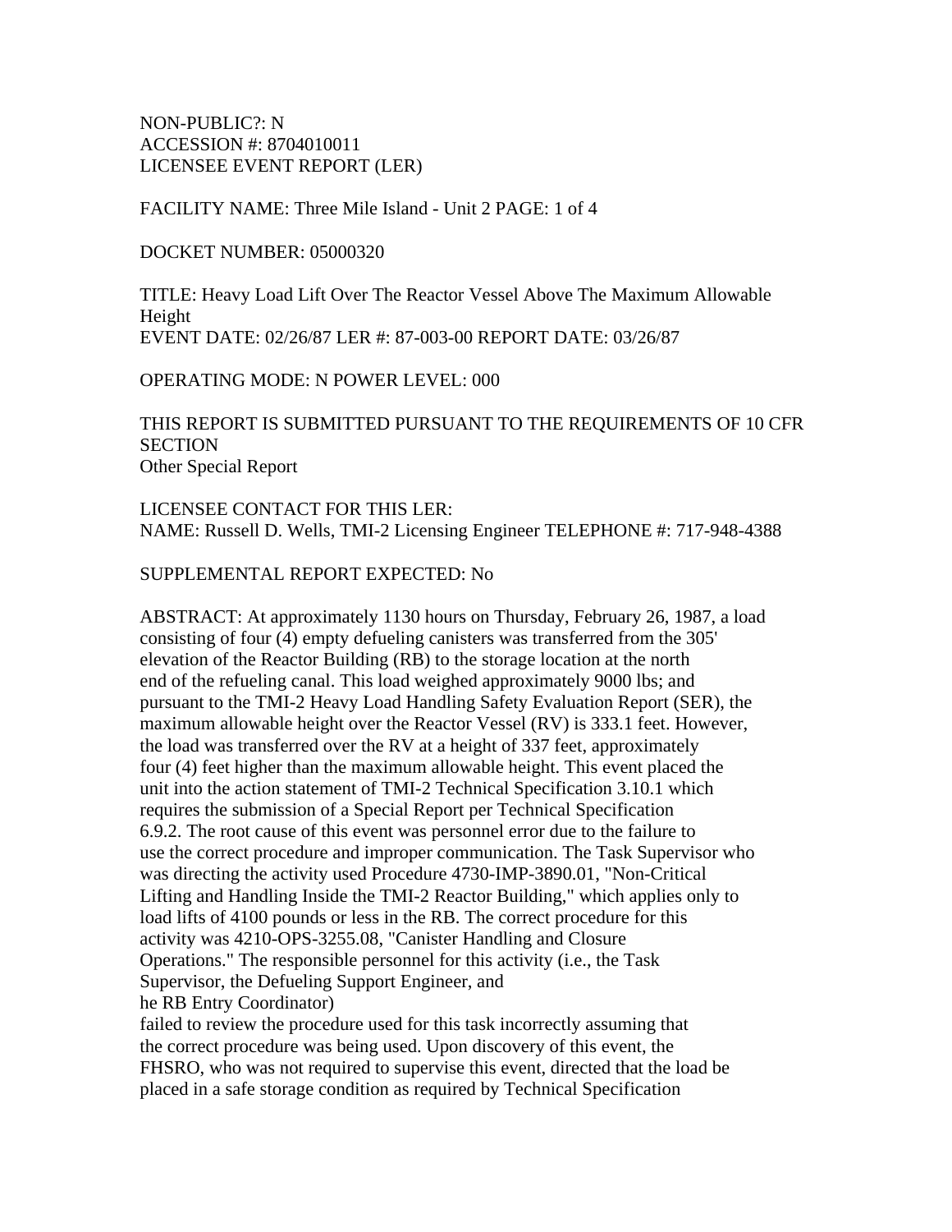NON-PUBLIC?: N
ACCESSION #: 8704010011
LICENSEE EVENT REPORT (LER)

FACILITY NAME: Three Mile Island - Unit 2 PAGE: 1 of 4

DOCKET NUMBER: 05000320

TITLE: Heavy Load Lift Over The Reactor Vessel Above The Maximum Allowable Height
EVENT DATE: 02/26/87 LER #: 87-003-00 REPORT DATE: 03/26/87

OPERATING MODE: N POWER LEVEL: 000

THIS REPORT IS SUBMITTED PURSUANT TO THE REQUIREMENTS OF 10 CFR SECTION
Other Special Report

LICENSEE CONTACT FOR THIS LER:
NAME: Russell D. Wells, TMI-2 Licensing Engineer TELEPHONE #: 717-948-4388

SUPPLEMENTAL REPORT EXPECTED: No

ABSTRACT: At approximately 1130 hours on Thursday, February 26, 1987, a load consisting of four (4) empty defueling canisters was transferred from the 305' elevation of the Reactor Building (RB) to the storage location at the north end of the refueling canal. This load weighed approximately 9000 lbs; and pursuant to the TMI-2 Heavy Load Handling Safety Evaluation Report (SER), the maximum allowable height over the Reactor Vessel (RV) is 333.1 feet. However, the load was transferred over the RV at a height of 337 feet, approximately four (4) feet higher than the maximum allowable height. This event placed the unit into the action statement of TMI-2 Technical Specification 3.10.1 which requires the submission of a Special Report per Technical Specification 6.9.2. The root cause of this event was personnel error due to the failure to use the correct procedure and improper communication. The Task Supervisor who was directing the activity used Procedure 4730-IMP-3890.01, "Non-Critical Lifting and Handling Inside the TMI-2 Reactor Building," which applies only to load lifts of 4100 pounds or less in the RB. The correct procedure for this activity was 4210-OPS-3255.08, "Canister Handling and Closure Operations." The responsible personnel for this activity (i.e., the Task Supervisor, the Defueling Support Engineer, and
he RB Entry Coordinator)
failed to review the procedure used for this task incorrectly assuming that the correct procedure was being used. Upon discovery of this event, the FHSRO, who was not required to supervise this event, directed that the load be placed in a safe storage condition as required by Technical Specification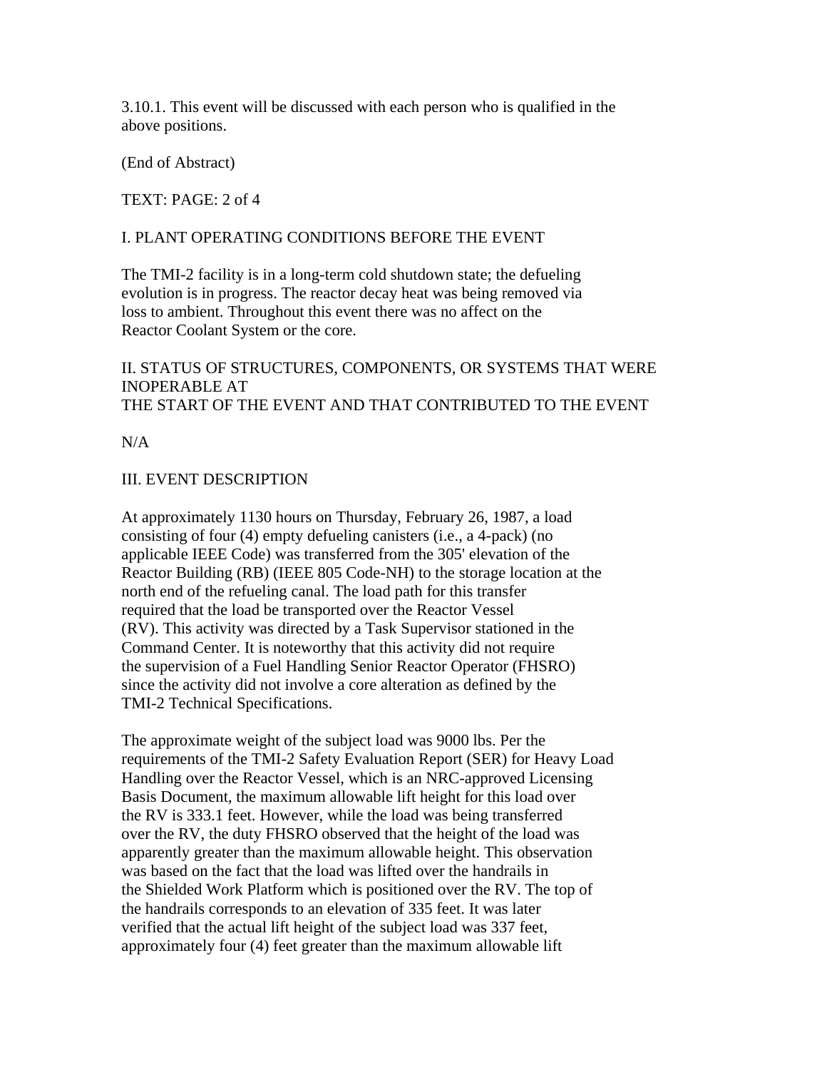3.10.1. This event will be discussed with each person who is qualified in the above positions.

(End of Abstract)

TEXT: PAGE: 2 of 4

## I. PLANT OPERATING CONDITIONS BEFORE THE EVENT

The TMI-2 facility is in a long-term cold shutdown state; the defueling evolution is in progress. The reactor decay heat was being removed via loss to ambient. Throughout this event there was no affect on the Reactor Coolant System or the core.

## II. STATUS OF STRUCTURES, COMPONENTS, OR SYSTEMS THAT WERE INOPERABLE AT THE START OF THE EVENT AND THAT CONTRIBUTED TO THE EVENT

N/A

## III. EVENT DESCRIPTION

At approximately 1130 hours on Thursday, February 26, 1987, a load consisting of four (4) empty defueling canisters (i.e., a 4-pack) (no applicable IEEE Code) was transferred from the 305' elevation of the Reactor Building (RB) (IEEE 805 Code-NH) to the storage location at the north end of the refueling canal. The load path for this transfer required that the load be transported over the Reactor Vessel (RV). This activity was directed by a Task Supervisor stationed in the Command Center. It is noteworthy that this activity did not require the supervision of a Fuel Handling Senior Reactor Operator (FHSRO) since the activity did not involve a core alteration as defined by the TMI-2 Technical Specifications.

The approximate weight of the subject load was 9000 lbs. Per the requirements of the TMI-2 Safety Evaluation Report (SER) for Heavy Load Handling over the Reactor Vessel, which is an NRC-approved Licensing Basis Document, the maximum allowable lift height for this load over the RV is 333.1 feet. However, while the load was being transferred over the RV, the duty FHSRO observed that the height of the load was apparently greater than the maximum allowable height. This observation was based on the fact that the load was lifted over the handrails in the Shielded Work Platform which is positioned over the RV. The top of the handrails corresponds to an elevation of 335 feet. It was later verified that the actual lift height of the subject load was 337 feet, approximately four (4) feet greater than the maximum allowable lift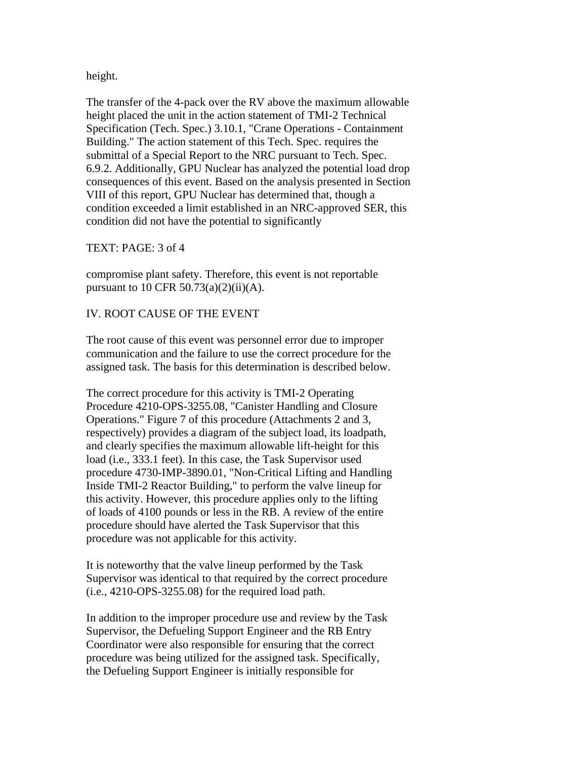height.

The transfer of the 4-pack over the RV above the maximum allowable height placed the unit in the action statement of TMI-2 Technical Specification (Tech. Spec.) 3.10.1, "Crane Operations - Containment Building." The action statement of this Tech. Spec. requires the submittal of a Special Report to the NRC pursuant to Tech. Spec. 6.9.2. Additionally, GPU Nuclear has analyzed the potential load drop consequences of this event. Based on the analysis presented in Section VIII of this report, GPU Nuclear has determined that, though a condition exceeded a limit established in an NRC-approved SER, this condition did not have the potential to significantly

TEXT: PAGE: 3 of 4

compromise plant safety. Therefore, this event is not reportable pursuant to 10 CFR 50.73(a)(2)(ii)(A).

## IV. ROOT CAUSE OF THE EVENT

The root cause of this event was personnel error due to improper communication and the failure to use the correct procedure for the assigned task. The basis for this determination is described below.

The correct procedure for this activity is TMI-2 Operating Procedure 4210-OPS-3255.08, "Canister Handling and Closure Operations." Figure 7 of this procedure (Attachments 2 and 3, respectively) provides a diagram of the subject load, its loadpath, and clearly specifies the maximum allowable lift-height for this load (i.e., 333.1 feet). In this case, the Task Supervisor used procedure 4730-IMP-3890.01, "Non-Critical Lifting and Handling Inside TMI-2 Reactor Building," to perform the valve lineup for this activity. However, this procedure applies only to the lifting of loads of 4100 pounds or less in the RB. A review of the entire procedure should have alerted the Task Supervisor that this procedure was not applicable for this activity.

It is noteworthy that the valve lineup performed by the Task Supervisor was identical to that required by the correct procedure (i.e., 4210-OPS-3255.08) for the required load path.

In addition to the improper procedure use and review by the Task Supervisor, the Defueling Support Engineer and the RB Entry Coordinator were also responsible for ensuring that the correct procedure was being utilized for the assigned task. Specifically, the Defueling Support Engineer is initially responsible for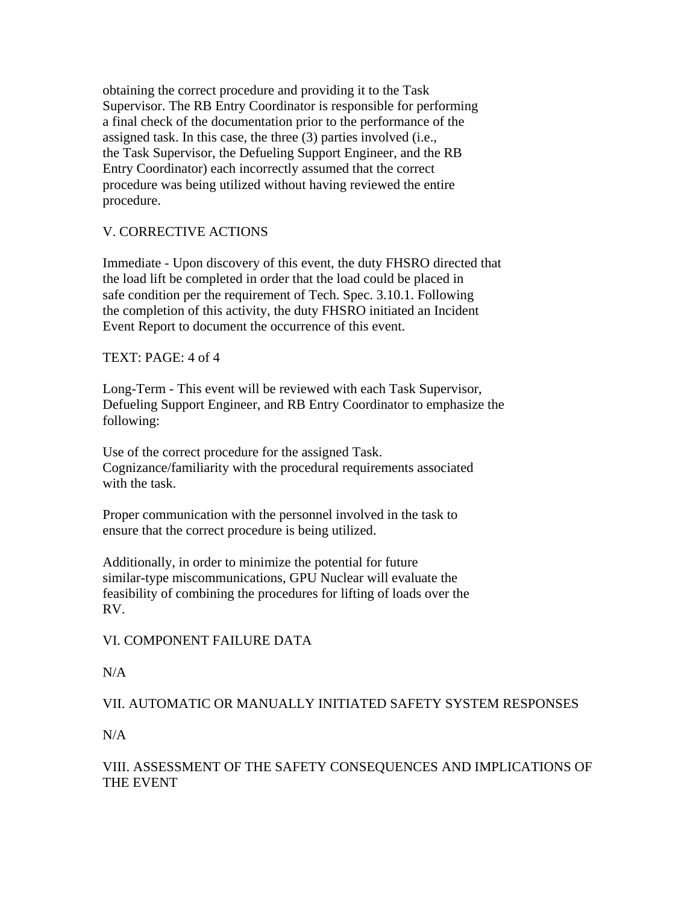obtaining the correct procedure and providing it to the Task Supervisor. The RB Entry Coordinator is responsible for performing a final check of the documentation prior to the performance of the assigned task. In this case, the three (3) parties involved (i.e., the Task Supervisor, the Defueling Support Engineer, and the RB Entry Coordinator) each incorrectly assumed that the correct procedure was being utilized without having reviewed the entire procedure.

## V. CORRECTIVE ACTIONS

Immediate - Upon discovery of this event, the duty FHSRO directed that the load lift be completed in order that the load could be placed in safe condition per the requirement of Tech. Spec. 3.10.1. Following the completion of this activity, the duty FHSRO initiated an Incident Event Report to document the occurrence of this event.

TEXT: PAGE: 4 of 4

Long-Term - This event will be reviewed with each Task Supervisor, Defueling Support Engineer, and RB Entry Coordinator to emphasize the following:

Use of the correct procedure for the assigned Task.
Cognizance/familiarity with the procedural requirements associated with the task.

Proper communication with the personnel involved in the task to ensure that the correct procedure is being utilized.

Additionally, in order to minimize the potential for future similar-type miscommunications, GPU Nuclear will evaluate the feasibility of combining the procedures for lifting of loads over the RV.

## VI. COMPONENT FAILURE DATA

N/A

## VII. AUTOMATIC OR MANUALLY INITIATED SAFETY SYSTEM RESPONSES

N/A

## VIII. ASSESSMENT OF THE SAFETY CONSEQUENCES AND IMPLICATIONS OF THE EVENT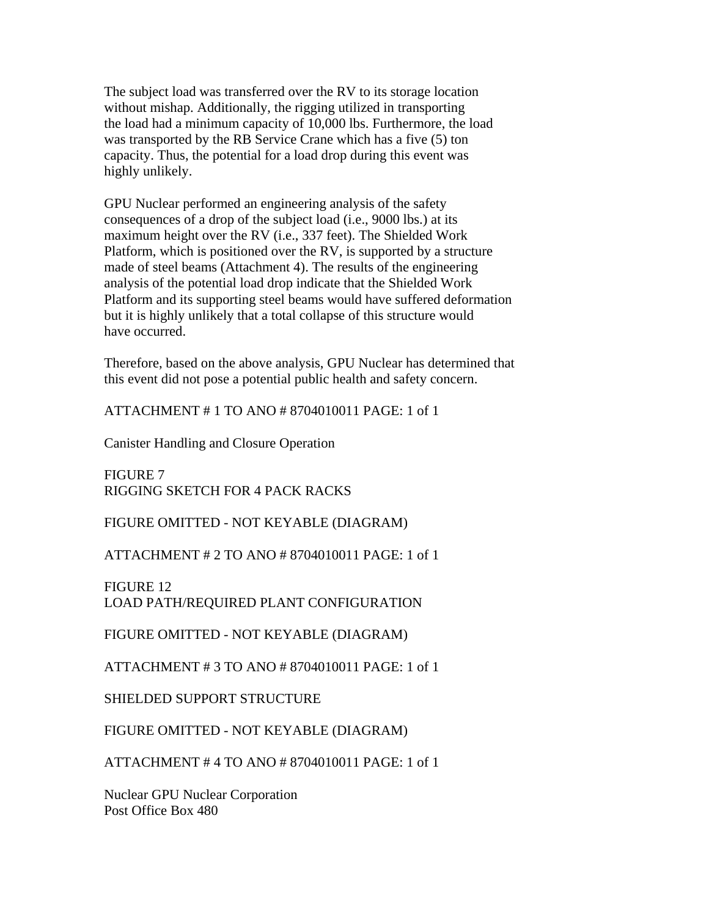The subject load was transferred over the RV to its storage location without mishap. Additionally, the rigging utilized in transporting the load had a minimum capacity of 10,000 lbs. Furthermore, the load was transported by the RB Service Crane which has a five (5) ton capacity. Thus, the potential for a load drop during this event was highly unlikely.

GPU Nuclear performed an engineering analysis of the safety consequences of a drop of the subject load (i.e., 9000 lbs.) at its maximum height over the RV (i.e., 337 feet). The Shielded Work Platform, which is positioned over the RV, is supported by a structure made of steel beams (Attachment 4). The results of the engineering analysis of the potential load drop indicate that the Shielded Work Platform and its supporting steel beams would have suffered deformation but it is highly unlikely that a total collapse of this structure would have occurred.

Therefore, based on the above analysis, GPU Nuclear has determined that this event did not pose a potential public health and safety concern.

ATTACHMENT # 1 TO ANO # 8704010011 PAGE: 1 of 1

Canister Handling and Closure Operation

FIGURE 7
RIGGING SKETCH FOR 4 PACK RACKS

FIGURE OMITTED - NOT KEYABLE (DIAGRAM)

ATTACHMENT # 2 TO ANO # 8704010011 PAGE: 1 of 1

FIGURE 12
LOAD PATH/REQUIRED PLANT CONFIGURATION

FIGURE OMITTED - NOT KEYABLE (DIAGRAM)

ATTACHMENT # 3 TO ANO # 8704010011 PAGE: 1 of 1

SHIELDED SUPPORT STRUCTURE

FIGURE OMITTED - NOT KEYABLE (DIAGRAM)

ATTACHMENT # 4 TO ANO # 8704010011 PAGE: 1 of 1

Nuclear GPU Nuclear Corporation
Post Office Box 480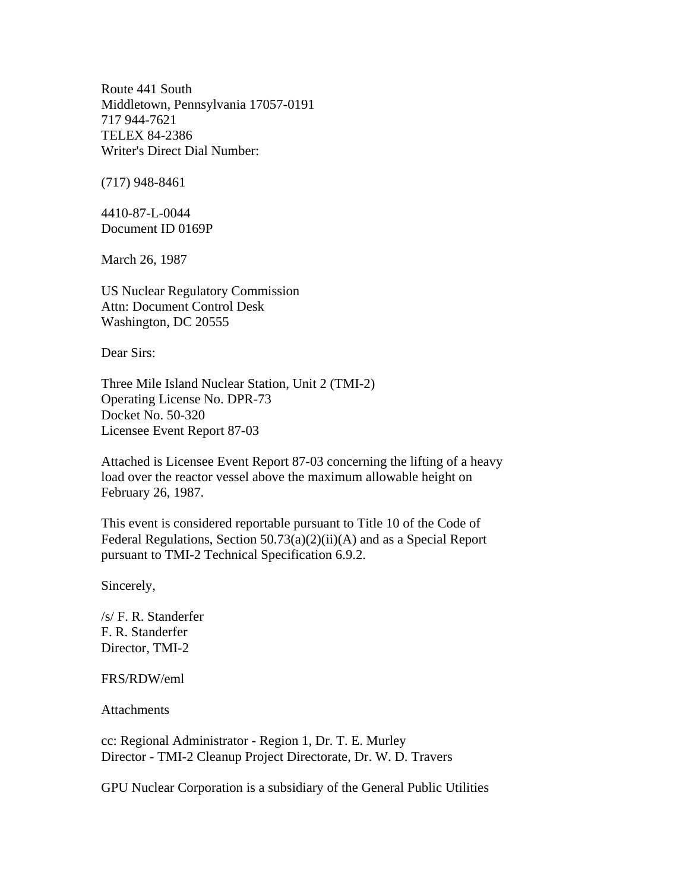Route 441 South
Middletown, Pennsylvania 17057-0191
717 944-7621
TELEX 84-2386
Writer's Direct Dial Number:

(717) 948-8461

4410-87-L-0044
Document ID 0169P

March 26, 1987

US Nuclear Regulatory Commission
Attn: Document Control Desk
Washington, DC 20555

Dear Sirs:

Three Mile Island Nuclear Station, Unit 2 (TMI-2)
Operating License No. DPR-73
Docket No. 50-320
Licensee Event Report 87-03

Attached is Licensee Event Report 87-03 concerning the lifting of a heavy load over the reactor vessel above the maximum allowable height on February 26, 1987.

This event is considered reportable pursuant to Title 10 of the Code of Federal Regulations, Section 50.73(a)(2)(ii)(A) and as a Special Report pursuant to TMI-2 Technical Specification 6.9.2.

Sincerely,

/s/ F. R. Standerfer
F. R. Standerfer
Director, TMI-2

FRS/RDW/eml

Attachments

cc: Regional Administrator - Region 1, Dr. T. E. Murley
Director - TMI-2 Cleanup Project Directorate, Dr. W. D. Travers

GPU Nuclear Corporation is a subsidiary of the General Public Utilities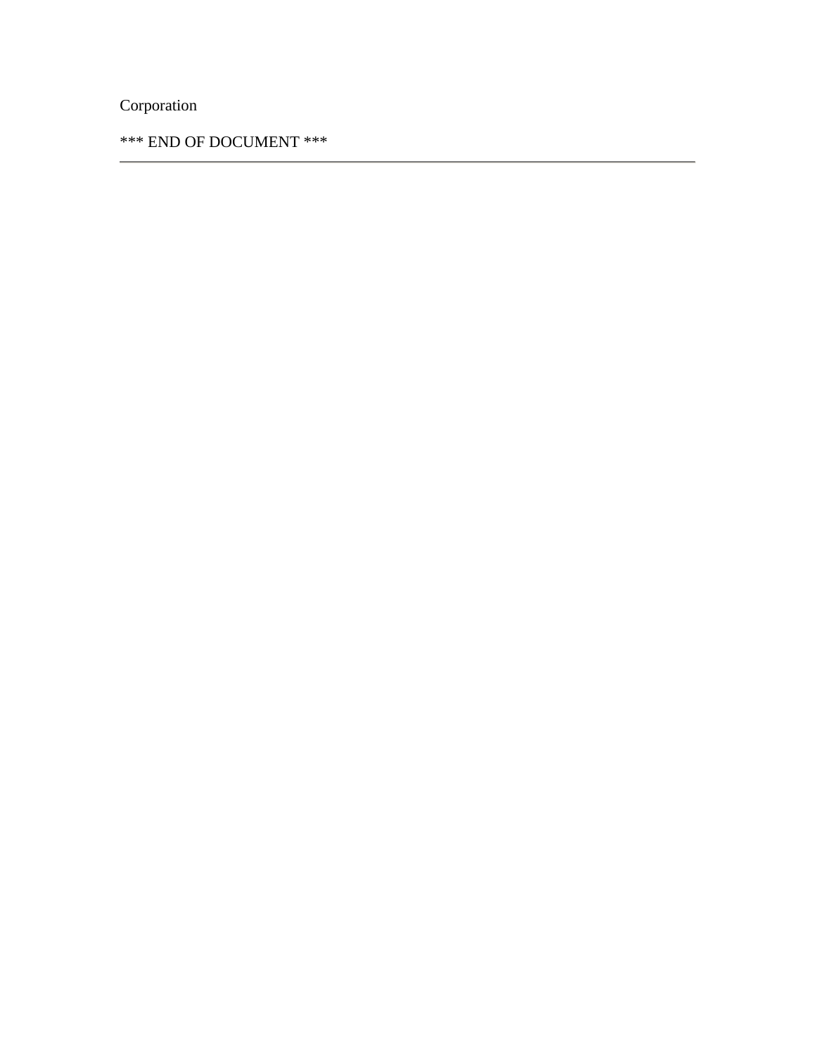Corporation

*** END OF DOCUMENT ***

---